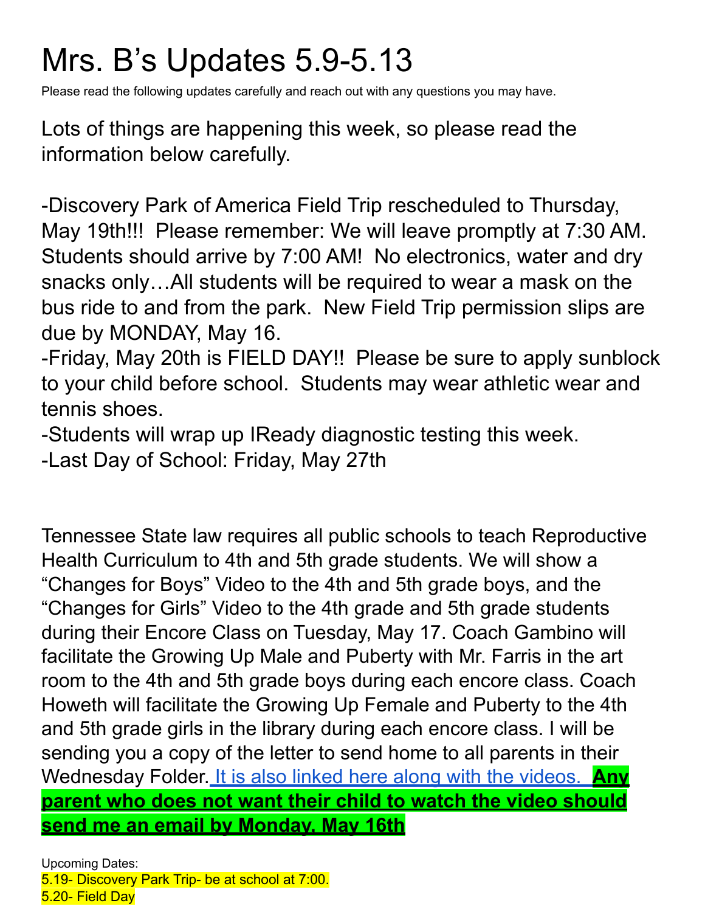# Mrs. B's Updates 5.9-5.13

Please read the following updates carefully and reach out with any questions you may have.

Lots of things are happening this week, so please read the information below carefully.

-Discovery Park of America Field Trip rescheduled to Thursday, May 19th!!! Please remember: We will leave promptly at 7:30 AM. Students should arrive by 7:00 AM! No electronics, water and dry snacks only…All students will be required to wear a mask on the bus ride to and from the park. New Field Trip permission slips are due by MONDAY, May 16.
-Friday, May 20th is FIELD DAY!! Please be sure to apply sunblock to your child before school. Students may wear athletic wear and tennis shoes.
-Students will wrap up IReady diagnostic testing this week.
-Last Day of School: Friday, May 27th

Tennessee State law requires all public schools to teach Reproductive Health Curriculum to 4th and 5th grade students. We will show a "Changes for Boys" Video to the 4th and 5th grade boys, and the "Changes for Girls" Video to the 4th grade and 5th grade students during their Encore Class on Tuesday, May 17. Coach Gambino will facilitate the Growing Up Male and Puberty with Mr. Farris in the art room to the 4th and 5th grade boys during each encore class. Coach Howeth will facilitate the Growing Up Female and Puberty to the 4th and 5th grade girls in the library during each encore class. I will be sending you a copy of the letter to send home to all parents in their Wednesday Folder. It is also linked here along with the videos. **Any parent who does not want their child to watch the video should send me an email by Monday, May 16th**

Upcoming Dates:
5.19- Discovery Park Trip- be at school at 7:00.
5.20- Field Day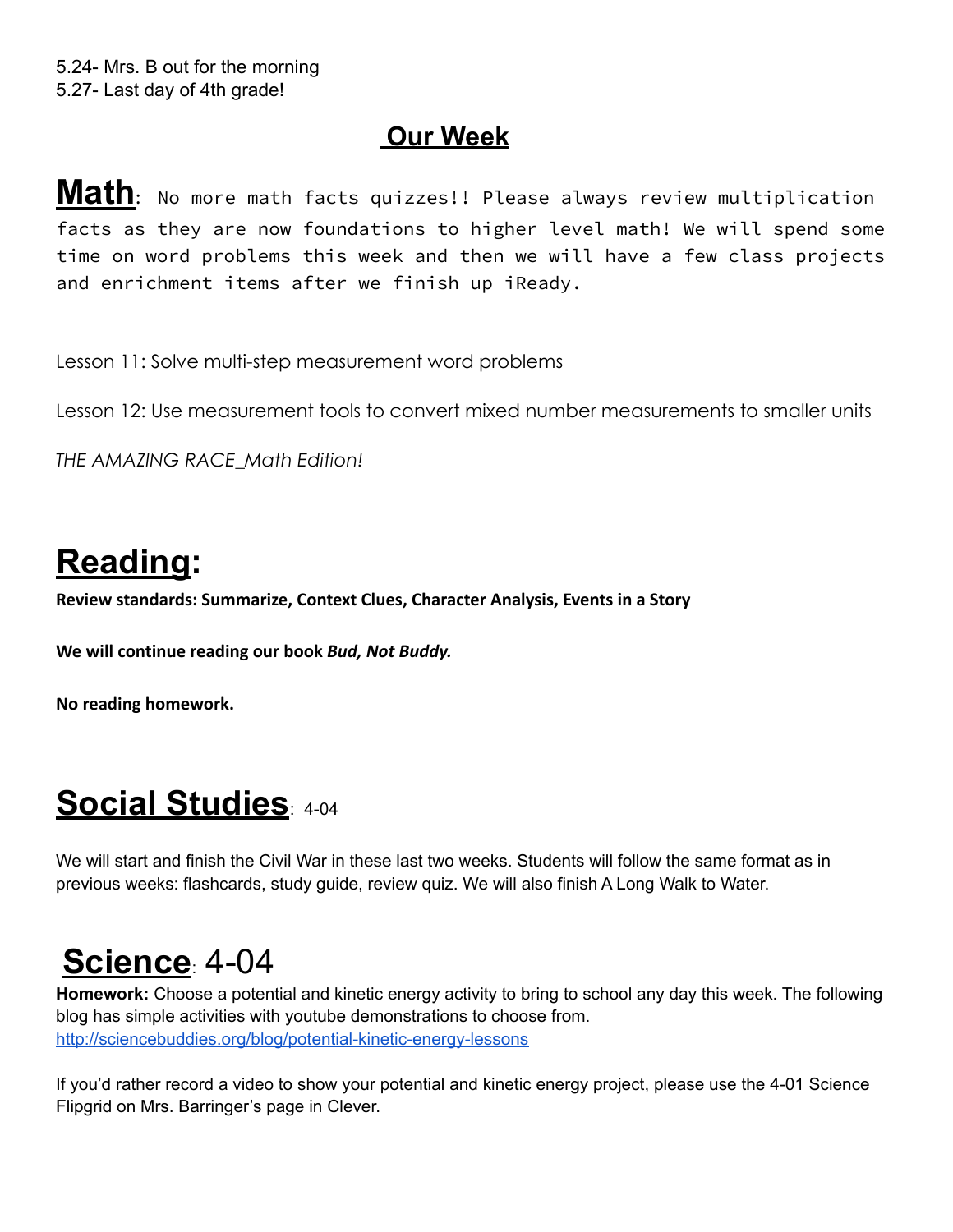5.24- Mrs. B out for the morning
5.27- Last day of 4th grade!

## Our Week

**Math**: No more math facts quizzes!! Please always review multiplication facts as they are now foundations to higher level math! We will spend some time on word problems this week and then we will have a few class projects and enrichment items after we finish up iReady.

Lesson 11: Solve multi-step measurement word problems

Lesson 12: Use measurement tools to convert mixed number measurements to smaller units

*THE AMAZING RACE_Math Edition!*

# Reading:

**Review standards: Summarize, Context Clues, Character Analysis, Events in a Story**

**We will continue reading our book *Bud, Not Buddy.***

**No reading homework.**

# Social Studies: 4-04

We will start and finish the Civil War in these last two weeks. Students will follow the same format as in previous weeks: flashcards, study guide, review quiz. We will also finish A Long Walk to Water.

# Science: 4-04

**Homework:** Choose a potential and kinetic energy activity to bring to school any day this week. The following blog has simple activities with youtube demonstrations to choose from.
[http://sciencebuddies.org/blog/potential-kinetic-energy-lessons](http://sciencebuddies.org/blog/potential-kinetic-energy-lessons)

If you'd rather record a video to show your potential and kinetic energy project, please use the 4-01 Science Flipgrid on Mrs. Barringer's page in Clever.